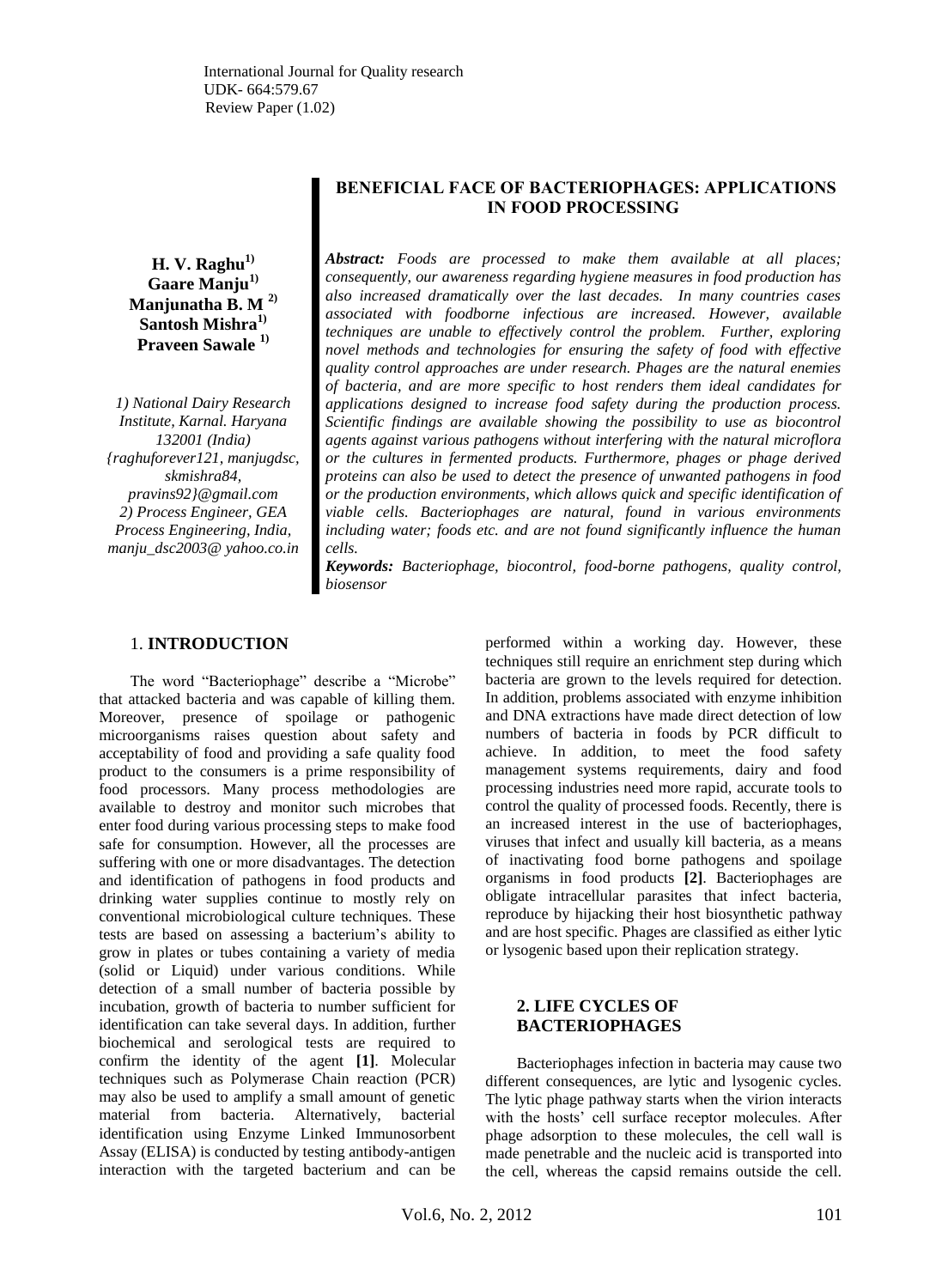International Journal for Quality research
UDK- 664:579.67
Review Paper (1.02)

# BENEFICIAL FACE OF BACTERIOPHAGES: APPLICATIONS IN FOOD PROCESSING

**H. V. Raghu[1)]**
**Gaare Manju[1)]**
**Manjunatha B. M [2)]**
**Santosh Mishra[1)]**
**Praveen Sawale [1)]**

*1) National Dairy Research Institute, Karnal. Haryana 132001 (India) {raghuforever121, manjugdsc, skmishra84, pravins92}@gmail.com*
*2) Process Engineer, GEA Process Engineering, India, manju_dsc2003@ yahoo.co.in*

***Abstract:*** *Foods are processed to make them available at all places; consequently, our awareness regarding hygiene measures in food production has also increased dramatically over the last decades. In many countries cases associated with foodborne infectious are increased. However, available techniques are unable to effectively control the problem. Further, exploring novel methods and technologies for ensuring the safety of food with effective quality control approaches are under research. Phages are the natural enemies of bacteria, and are more specific to host renders them ideal candidates for applications designed to increase food safety during the production process. Scientific findings are available showing the possibility to use as biocontrol agents against various pathogens without interfering with the natural microflora or the cultures in fermented products. Furthermore, phages or phage derived proteins can also be used to detect the presence of unwanted pathogens in food or the production environments, which allows quick and specific identification of viable cells. Bacteriophages are natural, found in various environments including water; foods etc. and are not found significantly influence the human cells.*

***Keywords:*** *Bacteriophage, biocontrol, food-borne pathogens, quality control, biosensor*

## 1. INTRODUCTION

The word "Bacteriophage" describe a "Microbe" that attacked bacteria and was capable of killing them. Moreover, presence of spoilage or pathogenic microorganisms raises question about safety and acceptability of food and providing a safe quality food product to the consumers is a prime responsibility of food processors. Many process methodologies are available to destroy and monitor such microbes that enter food during various processing steps to make food safe for consumption. However, all the processes are suffering with one or more disadvantages. The detection and identification of pathogens in food products and drinking water supplies continue to mostly rely on conventional microbiological culture techniques. These tests are based on assessing a bacterium's ability to grow in plates or tubes containing a variety of media (solid or Liquid) under various conditions. While detection of a small number of bacteria possible by incubation, growth of bacteria to number sufficient for identification can take several days. In addition, further biochemical and serological tests are required to confirm the identity of the agent **[1]**. Molecular techniques such as Polymerase Chain reaction (PCR) may also be used to amplify a small amount of genetic material from bacteria. Alternatively, bacterial identification using Enzyme Linked Immunosorbent Assay (ELISA) is conducted by testing antibody-antigen interaction with the targeted bacterium and can be performed within a working day. However, these techniques still require an enrichment step during which bacteria are grown to the levels required for detection. In addition, problems associated with enzyme inhibition and DNA extractions have made direct detection of low numbers of bacteria in foods by PCR difficult to achieve. In addition, to meet the food safety management systems requirements, dairy and food processing industries need more rapid, accurate tools to control the quality of processed foods. Recently, there is an increased interest in the use of bacteriophages, viruses that infect and usually kill bacteria, as a means of inactivating food borne pathogens and spoilage organisms in food products **[2]**. Bacteriophages are obligate intracellular parasites that infect bacteria, reproduce by hijacking their host biosynthetic pathway and are host specific. Phages are classified as either lytic or lysogenic based upon their replication strategy.

## 2. LIFE CYCLES OF BACTERIOPHAGES

Bacteriophages infection in bacteria may cause two different consequences, are lytic and lysogenic cycles. The lytic phage pathway starts when the virion interacts with the hosts' cell surface receptor molecules. After phage adsorption to these molecules, the cell wall is made penetrable and the nucleic acid is transported into the cell, whereas the capsid remains outside the cell.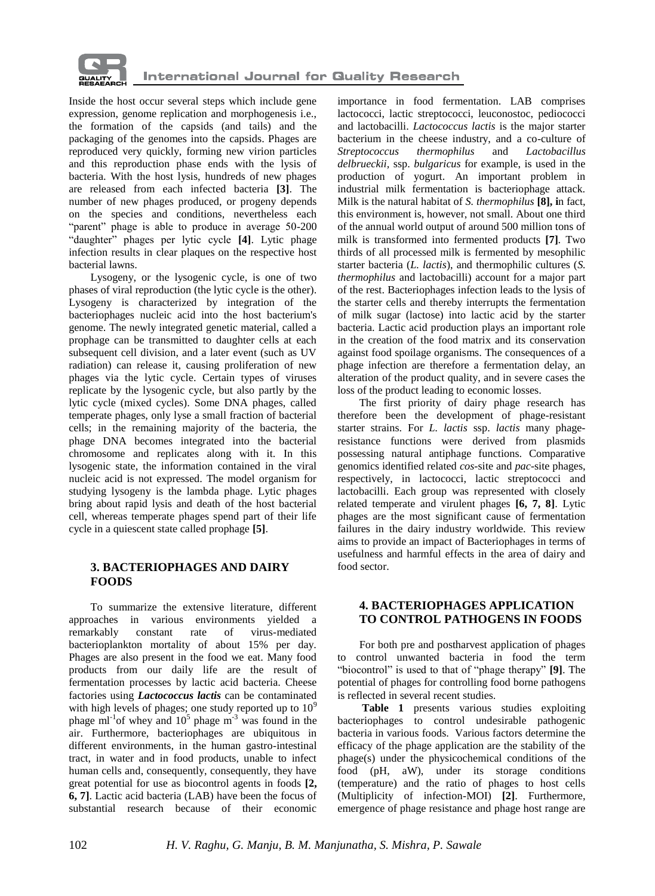Inside the host occur several steps which include gene expression, genome replication and morphogenesis i.e., the formation of the capsids (and tails) and the packaging of the genomes into the capsids. Phages are reproduced very quickly, forming new virion particles and this reproduction phase ends with the lysis of bacteria. With the host lysis, hundreds of new phages are released from each infected bacteria **[3]**. The number of new phages produced, or progeny depends on the species and conditions, nevertheless each "parent" phage is able to produce in average 50-200 "daughter" phages per lytic cycle **[4]**. Lytic phage infection results in clear plaques on the respective host bacterial lawns.

Lysogeny, or the lysogenic cycle, is one of two phases of viral reproduction (the lytic cycle is the other). Lysogeny is characterized by integration of the bacteriophages nucleic acid into the host bacterium's genome. The newly integrated genetic material, called a prophage can be transmitted to daughter cells at each subsequent cell division, and a later event (such as UV radiation) can release it, causing proliferation of new phages via the lytic cycle. Certain types of viruses replicate by the lysogenic cycle, but also partly by the lytic cycle (mixed cycles). Some DNA phages, called temperate phages, only lyse a small fraction of bacterial cells; in the remaining majority of the bacteria, the phage DNA becomes integrated into the bacterial chromosome and replicates along with it. In this lysogenic state, the information contained in the viral nucleic acid is not expressed. The model organism for studying lysogeny is the lambda phage. Lytic phages bring about rapid lysis and death of the host bacterial cell, whereas temperate phages spend part of their life cycle in a quiescent state called prophage **[5]**.

## 3. BACTERIOPHAGES AND DAIRY FOODS

To summarize the extensive literature, different approaches in various environments yielded a remarkably constant rate of virus-mediated bacterioplankton mortality of about 15% per day. Phages are also present in the food we eat. Many food products from our daily life are the result of fermentation processes by lactic acid bacteria. Cheese factories using ***Lactococcus lactis*** can be contaminated with high levels of phages; one study reported up to $10^9$ phage $ml^{-1}$of whey and $10^5$ phage $m^{-3}$ was found in the air. Furthermore, bacteriophages are ubiquitous in different environments, in the human gastro-intestinal tract, in water and in food products, unable to infect human cells and, consequently, consequently, they have great potential for use as biocontrol agents in foods **[2, 6, 7]**. Lactic acid bacteria (LAB) have been the focus of substantial research because of their economic importance in food fermentation. LAB comprises lactococci, lactic streptococci, leuconostoc, pediococci and lactobacilli. *Lactococcus lactis* is the major starter bacterium in the cheese industry, and a co-culture of *Streptococcus thermophilus* and *Lactobacillus delbrueckii*, ssp. *bulgaricus* for example, is used in the production of yogurt. An important problem in industrial milk fermentation is bacteriophage attack. Milk is the natural habitat of *S. thermophilus* **[8], i**n fact, this environment is, however, not small. About one third of the annual world output of around 500 million tons of milk is transformed into fermented products **[7]**. Two thirds of all processed milk is fermented by mesophilic starter bacteria (*L. lactis*), and thermophilic cultures (*S. thermophilus* and lactobacilli) account for a major part of the rest. Bacteriophages infection leads to the lysis of the starter cells and thereby interrupts the fermentation of milk sugar (lactose) into lactic acid by the starter bacteria. Lactic acid production plays an important role in the creation of the food matrix and its conservation against food spoilage organisms. The consequences of a phage infection are therefore a fermentation delay, an alteration of the product quality, and in severe cases the loss of the product leading to economic losses.

The first priority of dairy phage research has therefore been the development of phage-resistant starter strains. For *L. lactis* ssp. *lactis* many phage-resistance functions were derived from plasmids possessing natural antiphage functions. Comparative genomics identified related *cos*-site and *pac*-site phages, respectively, in lactococci, lactic streptococci and lactobacilli. Each group was represented with closely related temperate and virulent phages **[6, 7, 8]**. Lytic phages are the most significant cause of fermentation failures in the dairy industry worldwide. This review aims to provide an impact of Bacteriophages in terms of usefulness and harmful effects in the area of dairy and food sector.

## 4. BACTERIOPHAGES APPLICATION TO CONTROL PATHOGENS IN FOODS

For both pre and postharvest application of phages to control unwanted bacteria in food the term "biocontrol" is used to that of "phage therapy" **[9]**. The potential of phages for controlling food borne pathogens is reflected in several recent studies.

**Table 1** presents various studies exploiting bacteriophages to control undesirable pathogenic bacteria in various foods. Various factors determine the efficacy of the phage application are the stability of the phage(s) under the physicochemical conditions of the food (pH, aW), under its storage conditions (temperature) and the ratio of phages to host cells (Multiplicity of infection-MOI) **[2]**. Furthermore, emergence of phage resistance and phage host range are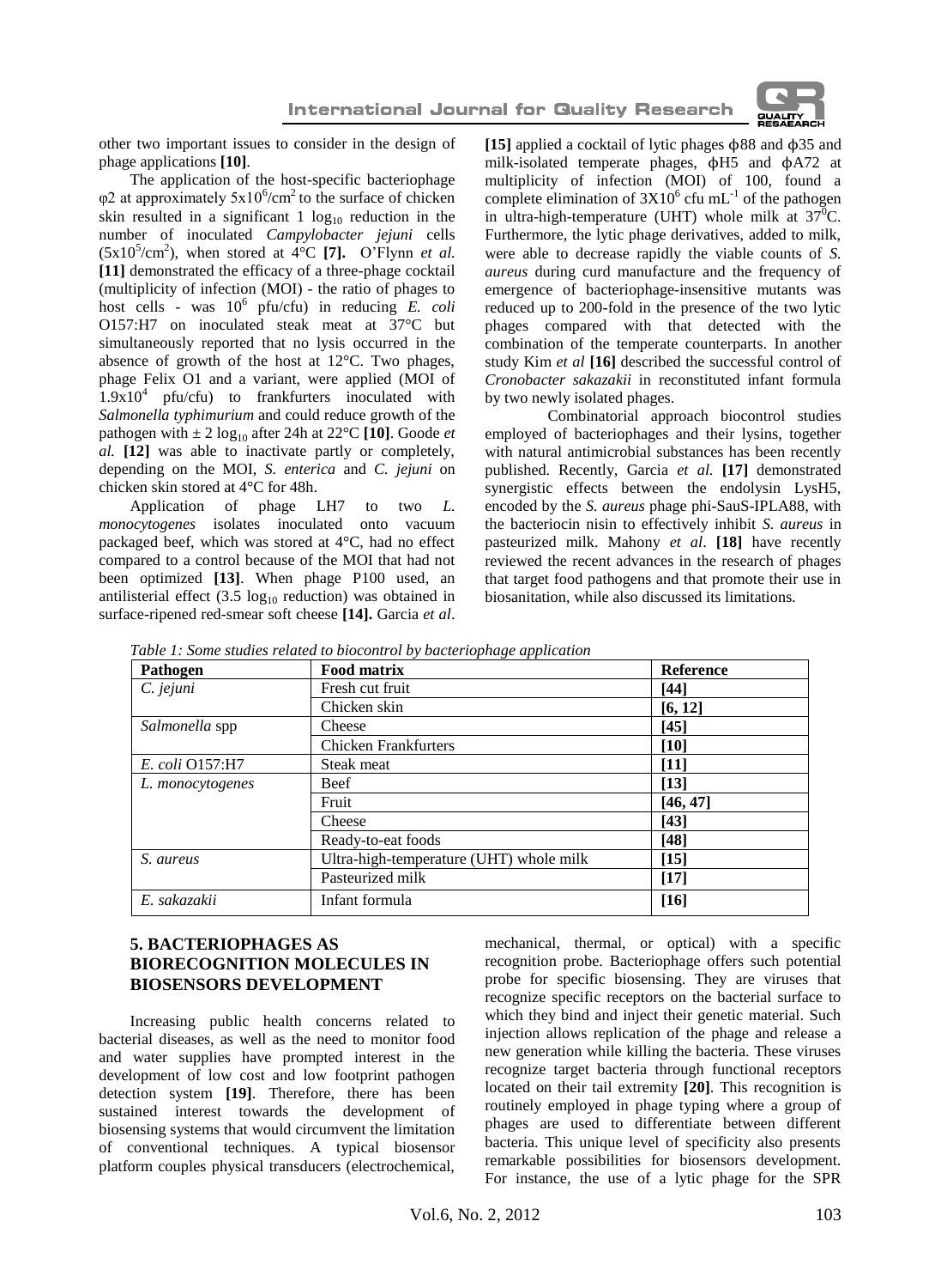other two important issues to consider in the design of phage applications **[10]**.

The application of the host-specific bacteriophage φ2 at approximately $5x10^6/cm^2$ to the surface of chicken skin resulted in a significant 1 $\log_{10}$ reduction in the number of inoculated *Campylobacter jejuni* cells ($5x10^5/cm^2$), when stored at 4°C **[7].** O'Flynn *et al.* **[11]** demonstrated the efficacy of a three-phage cocktail (multiplicity of infection (MOI) - the ratio of phages to host cells - was $10^6$ pfu/cfu) in reducing *E. coli* O157:H7 on inoculated steak meat at 37°C but simultaneously reported that no lysis occurred in the absence of growth of the host at 12°C. Two phages, phage Felix O1 and a variant, were applied (MOI of $1.9x10^4$ pfu/cfu) to frankfurters inoculated with *Salmonella typhimurium* and could reduce growth of the pathogen with ± 2 $\log_{10}$ after 24h at 22°C **[10]**. Goode *et al.* **[12]** was able to inactivate partly or completely, depending on the MOI, *S. enterica* and *C. jejuni* on chicken skin stored at 4°C for 48h.

Application of phage LH7 to two *L. monocytogenes* isolates inoculated onto vacuum packaged beef, which was stored at 4°C, had no effect compared to a control because of the MOI that had not been optimized **[13]**. When phage P100 used, an antilisterial effect (3.5 $\log_{10}$ reduction) was obtained in surface-ripened red-smear soft cheese **[14].** Garcia *et al*. **[15]** applied a cocktail of lytic phages ϕ88 and ϕ35 and milk-isolated temperate phages, ϕH5 and ϕA72 at multiplicity of infection (MOI) of 100, found a complete elimination of $3X10^6$ cfu $mL^{-1}$ of the pathogen in ultra-high-temperature (UHT) whole milk at $37^0$C. Furthermore, the lytic phage derivatives, added to milk, were able to decrease rapidly the viable counts of *S. aureus* during curd manufacture and the frequency of emergence of bacteriophage-insensitive mutants was reduced up to 200-fold in the presence of the two lytic phages compared with that detected with the combination of the temperate counterparts. In another study Kim *et al* **[16]** described the successful control of *Cronobacter sakazakii* in reconstituted infant formula by two newly isolated phages.

Combinatorial approach biocontrol studies employed of bacteriophages and their lysins, together with natural antimicrobial substances has been recently published. Recently, Garcia *et al.* **[17]** demonstrated synergistic effects between the endolysin LysH5, encoded by the *S. aureus* phage phi-SauS-IPLA88, with the bacteriocin nisin to effectively inhibit *S. aureus* in pasteurized milk. Mahony *et al*. **[18]** have recently reviewed the recent advances in the research of phages that target food pathogens and that promote their use in biosanitation, while also discussed its limitations.

*Table 1: Some studies related to biocontrol by bacteriophage application*

| Pathogen | Food matrix | Reference |
|---|---|---|
| *C. jejuni* | Fresh cut fruit | **[44]** |
| | Chicken skin | **[6, 12]** |
| *Salmonella* spp | Cheese | **[45]** |
| | Chicken Frankfurters | **[10]** |
| *E. coli* O157:H7 | Steak meat | **[11]** |
| *L. monocytogenes* | Beef | **[13]** |
| | Fruit | **[46, 47]** |
| | Cheese | **[43]** |
| | Ready-to-eat foods | **[48]** |
| *S. aureus* | Ultra-high-temperature (UHT) whole milk | **[15]** |
| | Pasteurized milk | **[17]** |
| *E. sakazakii* | Infant formula | **[16]** |

## 5. BACTERIOPHAGES AS BIORECOGNITION MOLECULES IN BIOSENSORS DEVELOPMENT

Increasing public health concerns related to bacterial diseases, as well as the need to monitor food and water supplies have prompted interest in the development of low cost and low footprint pathogen detection system **[19]**. Therefore, there has been sustained interest towards the development of biosensing systems that would circumvent the limitation of conventional techniques. A typical biosensor platform couples physical transducers (electrochemical, mechanical, thermal, or optical) with a specific recognition probe. Bacteriophage offers such potential probe for specific biosensing. They are viruses that recognize specific receptors on the bacterial surface to which they bind and inject their genetic material. Such injection allows replication of the phage and release a new generation while killing the bacteria. These viruses recognize target bacteria through functional receptors located on their tail extremity **[20]**. This recognition is routinely employed in phage typing where a group of phages are used to differentiate between different bacteria. This unique level of specificity also presents remarkable possibilities for biosensors development. For instance, the use of a lytic phage for the SPR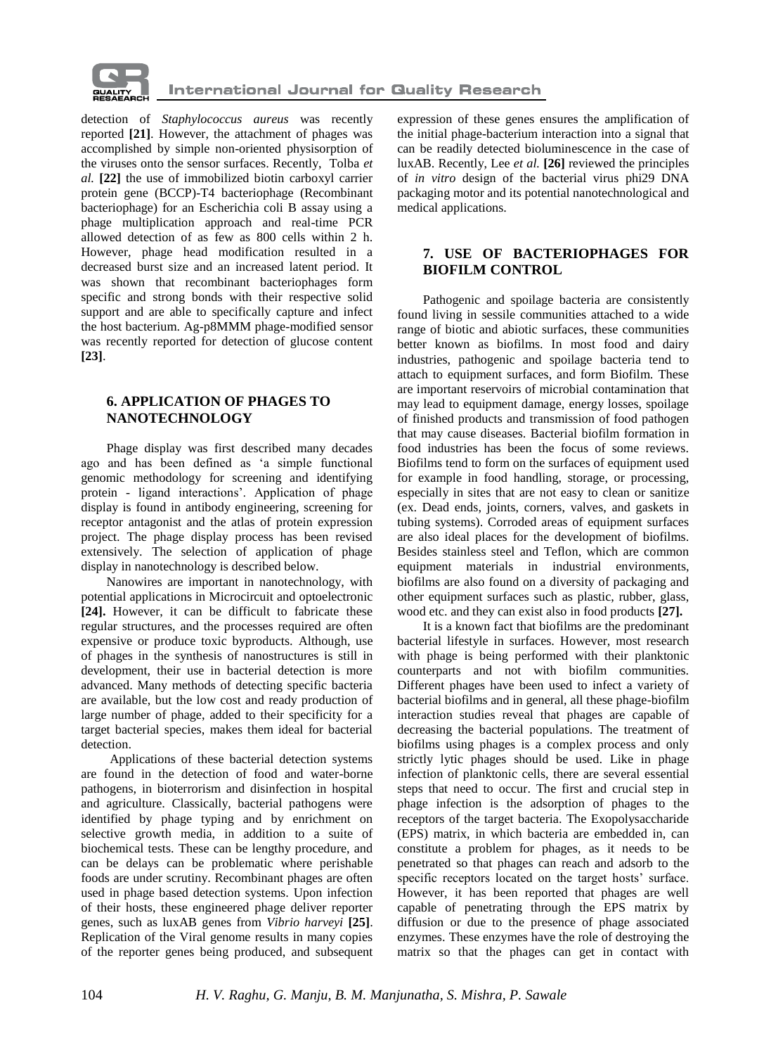detection of *Staphylococcus aureus* was recently reported **[21]**. However, the attachment of phages was accomplished by simple non-oriented physisorption of the viruses onto the sensor surfaces. Recently, Tolba *et al.* **[22]** the use of immobilized biotin carboxyl carrier protein gene (BCCP)-T4 bacteriophage (Recombinant bacteriophage) for an Escherichia coli B assay using a phage multiplication approach and real-time PCR allowed detection of as few as 800 cells within 2 h. However, phage head modification resulted in a decreased burst size and an increased latent period. It was shown that recombinant bacteriophages form specific and strong bonds with their respective solid support and are able to specifically capture and infect the host bacterium. Ag-p8MMM phage-modified sensor was recently reported for detection of glucose content **[23]**.

## 6. APPLICATION OF PHAGES TO NANOTECHNOLOGY

Phage display was first described many decades ago and has been defined as 'a simple functional genomic methodology for screening and identifying protein - ligand interactions'. Application of phage display is found in antibody engineering, screening for receptor antagonist and the atlas of protein expression project. The phage display process has been revised extensively. The selection of application of phage display in nanotechnology is described below.

Nanowires are important in nanotechnology, with potential applications in Microcircuit and optoelectronic **[24].** However, it can be difficult to fabricate these regular structures, and the processes required are often expensive or produce toxic byproducts. Although, use of phages in the synthesis of nanostructures is still in development, their use in bacterial detection is more advanced. Many methods of detecting specific bacteria are available, but the low cost and ready production of large number of phage, added to their specificity for a target bacterial species, makes them ideal for bacterial detection.

Applications of these bacterial detection systems are found in the detection of food and water-borne pathogens, in bioterrorism and disinfection in hospital and agriculture. Classically, bacterial pathogens were identified by phage typing and by enrichment on selective growth media, in addition to a suite of biochemical tests. These can be lengthy procedure, and can be delays can be problematic where perishable foods are under scrutiny. Recombinant phages are often used in phage based detection systems. Upon infection of their hosts, these engineered phage deliver reporter genes, such as luxAB genes from *Vibrio harveyi* **[25]**. Replication of the Viral genome results in many copies of the reporter genes being produced, and subsequent expression of these genes ensures the amplification of the initial phage-bacterium interaction into a signal that can be readily detected bioluminescence in the case of luxAB. Recently, Lee *et al.* **[26]** reviewed the principles of *in vitro* design of the bacterial virus phi29 DNA packaging motor and its potential nanotechnological and medical applications.

## 7. USE OF BACTERIOPHAGES FOR BIOFILM CONTROL

Pathogenic and spoilage bacteria are consistently found living in sessile communities attached to a wide range of biotic and abiotic surfaces, these communities better known as biofilms. In most food and dairy industries, pathogenic and spoilage bacteria tend to attach to equipment surfaces, and form Biofilm. These are important reservoirs of microbial contamination that may lead to equipment damage, energy losses, spoilage of finished products and transmission of food pathogen that may cause diseases. Bacterial biofilm formation in food industries has been the focus of some reviews. Biofilms tend to form on the surfaces of equipment used for example in food handling, storage, or processing, especially in sites that are not easy to clean or sanitize (ex. Dead ends, joints, corners, valves, and gaskets in tubing systems). Corroded areas of equipment surfaces are also ideal places for the development of biofilms. Besides stainless steel and Teflon, which are common equipment materials in industrial environments, biofilms are also found on a diversity of packaging and other equipment surfaces such as plastic, rubber, glass, wood etc. and they can exist also in food products **[27].**

It is a known fact that biofilms are the predominant bacterial lifestyle in surfaces. However, most research with phage is being performed with their planktonic counterparts and not with biofilm communities. Different phages have been used to infect a variety of bacterial biofilms and in general, all these phage-biofilm interaction studies reveal that phages are capable of decreasing the bacterial populations. The treatment of biofilms using phages is a complex process and only strictly lytic phages should be used. Like in phage infection of planktonic cells, there are several essential steps that need to occur. The first and crucial step in phage infection is the adsorption of phages to the receptors of the target bacteria. The Exopolysaccharide (EPS) matrix, in which bacteria are embedded in, can constitute a problem for phages, as it needs to be penetrated so that phages can reach and adsorb to the specific receptors located on the target hosts' surface. However, it has been reported that phages are well capable of penetrating through the EPS matrix by diffusion or due to the presence of phage associated enzymes. These enzymes have the role of destroying the matrix so that the phages can get in contact with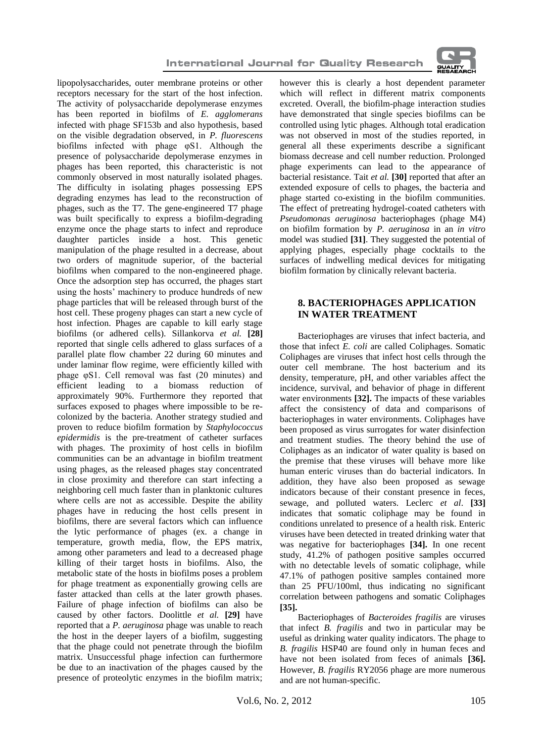lipopolysaccharides, outer membrane proteins or other receptors necessary for the start of the host infection. The activity of polysaccharide depolymerase enzymes has been reported in biofilms of *E. agglomerans* infected with phage SF153b and also hypothesis, based on the visible degradation observed, in *P. fluorescens* biofilms infected with phage φS1. Although the presence of polysaccharide depolymerase enzymes in phages has been reported, this characteristic is not commonly observed in most naturally isolated phages. The difficulty in isolating phages possessing EPS degrading enzymes has lead to the reconstruction of phages, such as the T7. The gene-engineered T7 phage was built specifically to express a biofilm-degrading enzyme once the phage starts to infect and reproduce daughter particles inside a host. This genetic manipulation of the phage resulted in a decrease, about two orders of magnitude superior, of the bacterial biofilms when compared to the non-engineered phage. Once the adsorption step has occurred, the phages start using the hosts' machinery to produce hundreds of new phage particles that will be released through burst of the host cell. These progeny phages can start a new cycle of host infection. Phages are capable to kill early stage biofilms (or adhered cells). Sillankorva *et al.* **[28]** reported that single cells adhered to glass surfaces of a parallel plate flow chamber 22 during 60 minutes and under laminar flow regime, were efficiently killed with phage φS1. Cell removal was fast (20 minutes) and efficient leading to a biomass reduction of approximately 90%. Furthermore they reported that surfaces exposed to phages where impossible to be re-colonized by the bacteria. Another strategy studied and proven to reduce biofilm formation by *Staphylococcus epidermidis* is the pre-treatment of catheter surfaces with phages. The proximity of host cells in biofilm communities can be an advantage in biofilm treatment using phages, as the released phages stay concentrated in close proximity and therefore can start infecting a neighboring cell much faster than in planktonic cultures where cells are not as accessible. Despite the ability phages have in reducing the host cells present in biofilms, there are several factors which can influence the lytic performance of phages (ex. a change in temperature, growth media, flow, the EPS matrix, among other parameters and lead to a decreased phage killing of their target hosts in biofilms. Also, the metabolic state of the hosts in biofilms poses a problem for phage treatment as exponentially growing cells are faster attacked than cells at the later growth phases. Failure of phage infection of biofilms can also be caused by other factors. Doolittle *et al.* **[29]** have reported that a *P. aeruginosa* phage was unable to reach the host in the deeper layers of a biofilm, suggesting that the phage could not penetrate through the biofilm matrix. Unsuccessful phage infection can furthermore be due to an inactivation of the phages caused by the presence of proteolytic enzymes in the biofilm matrix; however this is clearly a host dependent parameter which will reflect in different matrix components excreted. Overall, the biofilm-phage interaction studies have demonstrated that single species biofilms can be controlled using lytic phages. Although total eradication was not observed in most of the studies reported, in general all these experiments describe a significant biomass decrease and cell number reduction. Prolonged phage experiments can lead to the appearance of bacterial resistance. Tait *et al.* **[30]** reported that after an extended exposure of cells to phages, the bacteria and phage started co-existing in the biofilm communities. The effect of pretreating hydrogel-coated catheters with *Pseudomonas aeruginosa* bacteriophages (phage M4) on biofilm formation by *P. aeruginosa* in an *in vitro* model was studied **[31]**. They suggested the potential of applying phages, especially phage cocktails to the surfaces of indwelling medical devices for mitigating biofilm formation by clinically relevant bacteria.

## 8. BACTERIOPHAGES APPLICATION IN WATER TREATMENT

Bacteriophages are viruses that infect bacteria, and those that infect *E. coli* are called Coliphages. Somatic Coliphages are viruses that infect host cells through the outer cell membrane. The host bacterium and its density, temperature, pH, and other variables affect the incidence, survival, and behavior of phage in different water environments **[32].** The impacts of these variables affect the consistency of data and comparisons of bacteriophages in water environments. Coliphages have been proposed as virus surrogates for water disinfection and treatment studies. The theory behind the use of Coliphages as an indicator of water quality is based on the premise that these viruses will behave more like human enteric viruses than do bacterial indicators. In addition, they have also been proposed as sewage indicators because of their constant presence in feces, sewage, and polluted waters. Leclerc *et al*. **[33]** indicates that somatic coliphage may be found in conditions unrelated to presence of a health risk. Enteric viruses have been detected in treated drinking water that was negative for bacteriophages **[34].** In one recent study, 41.2% of pathogen positive samples occurred with no detectable levels of somatic coliphage, while 47.1% of pathogen positive samples contained more than 25 PFU/100ml, thus indicating no significant correlation between pathogens and somatic Coliphages **[35].**

Bacteriophages of *Bacteroides fragilis* are viruses that infect *B. fragilis* and two in particular may be useful as drinking water quality indicators. The phage to *B. fragilis* HSP40 are found only in human feces and have not been isolated from feces of animals **[36].** However, *B. fragilis* RY2056 phage are more numerous and are not human-specific.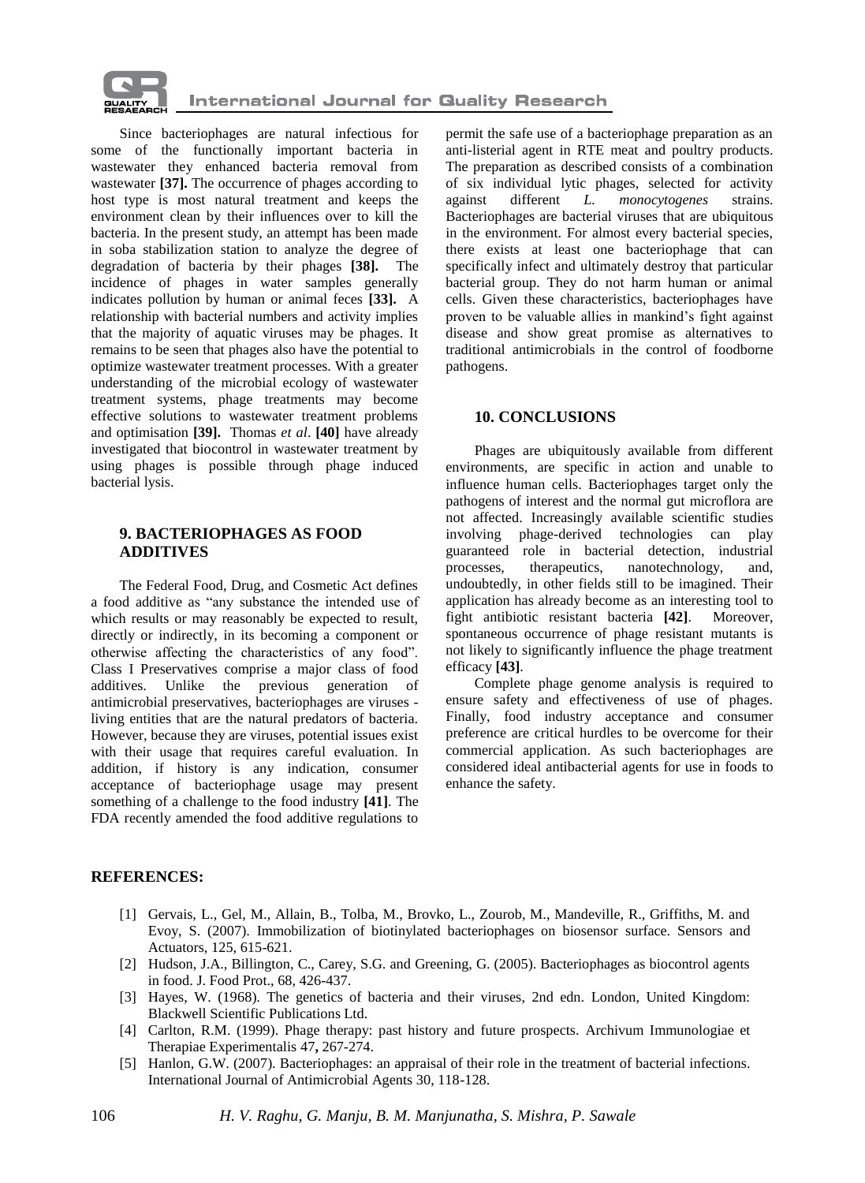Since bacteriophages are natural infectious for some of the functionally important bacteria in wastewater they enhanced bacteria removal from wastewater **[37].** The occurrence of phages according to host type is most natural treatment and keeps the environment clean by their influences over to kill the bacteria. In the present study, an attempt has been made in soba stabilization station to analyze the degree of degradation of bacteria by their phages **[38].** The incidence of phages in water samples generally indicates pollution by human or animal feces **[33].** A relationship with bacterial numbers and activity implies that the majority of aquatic viruses may be phages. It remains to be seen that phages also have the potential to optimize wastewater treatment processes. With a greater understanding of the microbial ecology of wastewater treatment systems, phage treatments may become effective solutions to wastewater treatment problems and optimisation **[39].** Thomas *et al*. **[40]** have already investigated that biocontrol in wastewater treatment by using phages is possible through phage induced bacterial lysis.

## 9. BACTERIOPHAGES AS FOOD ADDITIVES

The Federal Food, Drug, and Cosmetic Act defines a food additive as "any substance the intended use of which results or may reasonably be expected to result, directly or indirectly, in its becoming a component or otherwise affecting the characteristics of any food". Class I Preservatives comprise a major class of food additives. Unlike the previous generation of antimicrobial preservatives, bacteriophages are viruses - living entities that are the natural predators of bacteria. However, because they are viruses, potential issues exist with their usage that requires careful evaluation. In addition, if history is any indication, consumer acceptance of bacteriophage usage may present something of a challenge to the food industry **[41]**. The FDA recently amended the food additive regulations to permit the safe use of a bacteriophage preparation as an anti-listerial agent in RTE meat and poultry products. The preparation as described consists of a combination of six individual lytic phages, selected for activity against different *L. monocytogenes* strains. Bacteriophages are bacterial viruses that are ubiquitous in the environment. For almost every bacterial species, there exists at least one bacteriophage that can specifically infect and ultimately destroy that particular bacterial group. They do not harm human or animal cells. Given these characteristics, bacteriophages have proven to be valuable allies in mankind's fight against disease and show great promise as alternatives to traditional antimicrobials in the control of foodborne pathogens.

## 10. CONCLUSIONS

Phages are ubiquitously available from different environments, are specific in action and unable to influence human cells. Bacteriophages target only the pathogens of interest and the normal gut microflora are not affected. Increasingly available scientific studies involving phage-derived technologies can play guaranteed role in bacterial detection, industrial processes, therapeutics, nanotechnology, and, undoubtedly, in other fields still to be imagined. Their application has already become as an interesting tool to fight antibiotic resistant bacteria **[42]**. Moreover, spontaneous occurrence of phage resistant mutants is not likely to significantly influence the phage treatment efficacy **[43]**.

Complete phage genome analysis is required to ensure safety and effectiveness of use of phages. Finally, food industry acceptance and consumer preference are critical hurdles to be overcome for their commercial application. As such bacteriophages are considered ideal antibacterial agents for use in foods to enhance the safety.

## REFERENCES:

[1] Gervais, L., Gel, M., Allain, B., Tolba, M., Brovko, L., Zourob, M., Mandeville, R., Griffiths, M. and Evoy, S. (2007). Immobilization of biotinylated bacteriophages on biosensor surface. Sensors and Actuators, 125, 615-621.

[2] Hudson, J.A., Billington, C., Carey, S.G. and Greening, G. (2005). Bacteriophages as biocontrol agents in food. J. Food Prot., 68, 426-437.

[3] Hayes, W. (1968). The genetics of bacteria and their viruses, 2nd edn. London, United Kingdom: Blackwell Scientific Publications Ltd.

[4] Carlton, R.M. (1999). Phage therapy: past history and future prospects. Archivum Immunologiae et Therapiae Experimentalis 47**,** 267-274.

[5] Hanlon, G.W. (2007). Bacteriophages: an appraisal of their role in the treatment of bacterial infections. International Journal of Antimicrobial Agents 30, 118-128.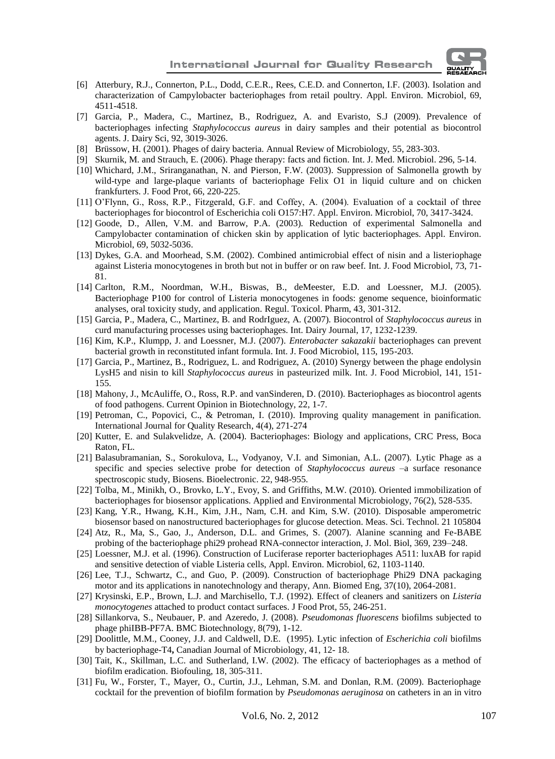[6] Atterbury, R.J., Connerton, P.L., Dodd, C.E.R., Rees, C.E.D. and Connerton, I.F. (2003). Isolation and characterization of Campylobacter bacteriophages from retail poultry. Appl. Environ. Microbiol, 69, 4511-4518.

[7] Garcia, P., Madera, C., Martinez, B., Rodriguez, A. and Evaristo, S.J (2009). Prevalence of bacteriophages infecting *Staphylococcus aureus* in dairy samples and their potential as biocontrol agents. J. Dairy Sci, 92, 3019-3026.

[8] Brüssow, H. (2001). Phages of dairy bacteria. Annual Review of Microbiology, 55, 283-303.

[9] Skurnik, M. and Strauch, E. (2006). Phage therapy: facts and fiction. Int. J. Med. Microbiol. 296, 5-14.

[10] Whichard, J.M., Sriranganathan, N. and Pierson, F.W. (2003). Suppression of Salmonella growth by wild-type and large-plaque variants of bacteriophage Felix O1 in liquid culture and on chicken frankfurters. J. Food Prot, 66, 220-225.

[11] O'Flynn, G., Ross, R.P., Fitzgerald, G.F. and Coffey, A. (2004). Evaluation of a cocktail of three bacteriophages for biocontrol of Escherichia coli O157:H7. Appl. Environ. Microbiol, 70, 3417-3424.

[12] Goode, D., Allen, V.M. and Barrow, P.A. (2003). Reduction of experimental Salmonella and Campylobacter contamination of chicken skin by application of lytic bacteriophages. Appl. Environ. Microbiol, 69, 5032-5036.

[13] Dykes, G.A. and Moorhead, S.M. (2002). Combined antimicrobial effect of nisin and a listeriophage against Listeria monocytogenes in broth but not in buffer or on raw beef. Int. J. Food Microbiol, 73, 71-81.

[14] Carlton, R.M., Noordman, W.H., Biswas, B., deMeester, E.D. and Loessner, M.J. (2005). Bacteriophage P100 for control of Listeria monocytogenes in foods: genome sequence, bioinformatic analyses, oral toxicity study, and application. Regul. Toxicol. Pharm, 43, 301-312.

[15] Garcia, P., Madera, C., Martinez, B. and RodrIguez, A. (2007). Biocontrol of *Staphylococcus aureus* in curd manufacturing processes using bacteriophages. Int. Dairy Journal, 17, 1232-1239.

[16] Kim, K.P., Klumpp, J. and Loessner, M.J. (2007). *Enterobacter sakazakii* bacteriophages can prevent bacterial growth in reconstituted infant formula. Int. J. Food Microbiol, 115, 195-203.

[17] Garcia, P., Martinez, B., Rodriguez, L. and Rodriguez, A. (2010) Synergy between the phage endolysin LysH5 and nisin to kill *Staphylococcus aureus* in pasteurized milk. Int. J. Food Microbiol, 141, 151-155.

[18] Mahony, J., McAuliffe, O., Ross, R.P. and vanSinderen, D. (2010). Bacteriophages as biocontrol agents of food pathogens. Current Opinion in Biotechnology, 22, 1-7.

[19] Petroman, C., Popovici, C., & Petroman, I. (2010). Improving quality management in panification. International Journal for Quality Research, 4(4), 271-274

[20] Kutter, E. and Sulakvelidze, A. (2004). Bacteriophages: Biology and applications, CRC Press, Boca Raton, FL.

[21] Balasubramanian, S., Sorokulova, L., Vodyanoy, V.I. and Simonian, A.L. (2007). Lytic Phage as a specific and species selective probe for detection of *Staphylococcus aureus* –a surface resonance spectroscopic study, Biosens. Bioelectronic. 22, 948-955.

[22] Tolba, M., Minikh, O., Brovko, L.Y., Evoy, S. and Griffiths, M.W. (2010). Oriented immobilization of bacteriophages for biosensor applications. Applied and Environmental Microbiology, 76(2), 528-535.

[23] Kang, Y.R., Hwang, K.H., Kim, J.H., Nam, C.H. and Kim, S.W. (2010). Disposable amperometric biosensor based on nanostructured bacteriophages for glucose detection. Meas. Sci. Technol. 21 105804

[24] Atz, R., Ma, S., Gao, J., Anderson, D.L. and Grimes, S. (2007). Alanine scanning and Fe-BABE probing of the bacteriophage phi29 prohead RNA-connector interaction, J. Mol. Biol, 369, 239–248.

[25] Loessner, M.J. et al. (1996). Construction of Luciferase reporter bacteriophages A511: luxAB for rapid and sensitive detection of viable Listeria cells, Appl. Environ. Microbiol, 62, 1103-1140.

[26] Lee, T.J., Schwartz, C., and Guo, P. (2009). Construction of bacteriophage Phi29 DNA packaging motor and its applications in nanotechnology and therapy, Ann. Biomed Eng, 37(10), 2064-2081.

[27] Krysinski, E.P., Brown, L.J. and Marchisello, T.J. (1992). Effect of cleaners and sanitizers on *Listeria monocytogenes* attached to product contact surfaces. J Food Prot, 55, 246-251.

[28] Sillankorva, S., Neubauer, P. and Azeredo, J. (2008). *Pseudomonas fluorescens* biofilms subjected to phage phiIBB-PF7A. BMC Biotechnology, 8(79), 1-12.

[29] Doolittle, M.M., Cooney, J.J. and Caldwell, D.E. (1995). Lytic infection of *Escherichia coli* biofilms by bacteriophage-T4**,** Canadian Journal of Microbiology, 41, 12- 18.

[30] Tait, K., Skillman, L.C. and Sutherland, I.W. (2002). The efficacy of bacteriophages as a method of biofilm eradication. Biofouling, 18, 305-311.

[31] Fu, W., Forster, T., Mayer, O., Curtin, J.J., Lehman, S.M. and Donlan, R.M. (2009). Bacteriophage cocktail for the prevention of biofilm formation by *Pseudomonas aeruginosa* on catheters in an in vitro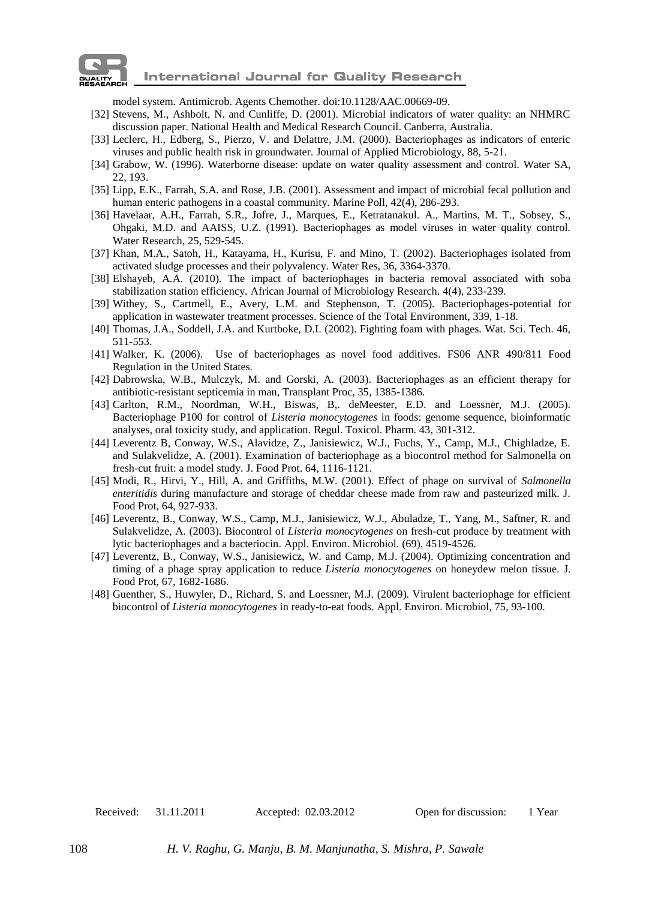model system. Antimicrob. Agents Chemother. doi:10.1128/AAC.00669-09.

[32] Stevens, M., Ashbolt, N. and Cunliffe, D. (2001). Microbial indicators of water quality: an NHMRC discussion paper. National Health and Medical Research Council. Canberra, Australia.

[33] Leclerc, H., Edberg, S., Pierzo, V. and Delattre, J.M. (2000). Bacteriophages as indicators of enteric viruses and public health risk in groundwater. Journal of Applied Microbiology, 88, 5-21.

[34] Grabow, W. (1996). Waterborne disease: update on water quality assessment and control. Water SA, 22, 193.

[35] Lipp, E.K., Farrah, S.A. and Rose, J.B. (2001). Assessment and impact of microbial fecal pollution and human enteric pathogens in a coastal community. Marine Poll, 42(4), 286-293.

[36] Havelaar, A.H., Farrah, S.R., Jofre, J., Marques, E., Ketratanakul. A., Martins, M. T., Sobsey, S., Ohgaki, M.D. and AAISS, U.Z. (1991). Bacteriophages as model viruses in water quality control. Water Research, 25, 529-545.

[37] Khan, M.A., Satoh, H., Katayama, H., Kurisu, F. and Mino, T. (2002). Bacteriophages isolated from activated sludge processes and their polyvalency. Water Res, 36, 3364-3370.

[38] Elshayeb, A.A. (2010). The impact of bacteriophages in bacteria removal associated with soba stabilization station efficiency. African Journal of Microbiology Research. 4(4), 233-239.

[39] Withey, S., Cartmell, E., Avery, L.M. and Stephenson, T. (2005). Bacteriophages-potential for application in wastewater treatment processes. Science of the Total Environment, 339, 1-18.

[40] Thomas, J.A., Soddell, J.A. and Kurtboke, D.I. (2002). Fighting foam with phages. Wat. Sci. Tech. 46, 511-553.

[41] Walker, K. (2006). Use of bacteriophages as novel food additives. FS06 ANR 490/811 Food Regulation in the United States.

[42] Dabrowska, W.B., Mulczyk, M. and Gorski, A. (2003). Bacteriophages as an efficient therapy for antibiotic-resistant septicemia in man, Transplant Proc, 35, 1385-1386.

[43] Carlton, R.M., Noordman, W.H., Biswas, B,. deMeester, E.D. and Loessner, M.J. (2005). Bacteriophage P100 for control of *Listeria monocytogenes* in foods: genome sequence, bioinformatic analyses, oral toxicity study, and application. Regul. Toxicol. Pharm. 43, 301-312.

[44] Leverentz B, Conway, W.S., Alavidze, Z., Janisiewicz, W.J., Fuchs, Y., Camp, M.J., Chighladze, E. and Sulakvelidze, A. (2001). Examination of bacteriophage as a biocontrol method for Salmonella on fresh-cut fruit: a model study. J. Food Prot. 64, 1116-1121.

[45] Modi, R., Hirvi, Y., Hill, A. and Griffiths, M.W. (2001). Effect of phage on survival of *Salmonella enteritidis* during manufacture and storage of cheddar cheese made from raw and pasteurized milk. J. Food Prot, 64, 927-933.

[46] Leverentz, B., Conway, W.S., Camp, M.J., Janisiewicz, W.J., Abuladze, T., Yang, M., Saftner, R. and Sulakvelidze, A. (2003). Biocontrol of *Listeria monocytogenes* on fresh-cut produce by treatment with lytic bacteriophages and a bacteriocin. Appl. Environ. Microbiol. (69), 4519-4526.

[47] Leverentz, B., Conway, W.S., Janisiewicz, W. and Camp, M.J. (2004). Optimizing concentration and timing of a phage spray application to reduce *Listeria monocytogenes* on honeydew melon tissue. J. Food Prot, 67, 1682-1686.

[48] Guenther, S., Huwyler, D., Richard, S. and Loessner, M.J. (2009). Virulent bacteriophage for efficient biocontrol of *Listeria monocytogenes* in ready-to-eat foods. Appl. Environ. Microbiol, 75, 93-100.

Received: 31.11.2011 Accepted: 02.03.2012 Open for discussion: 1 Year